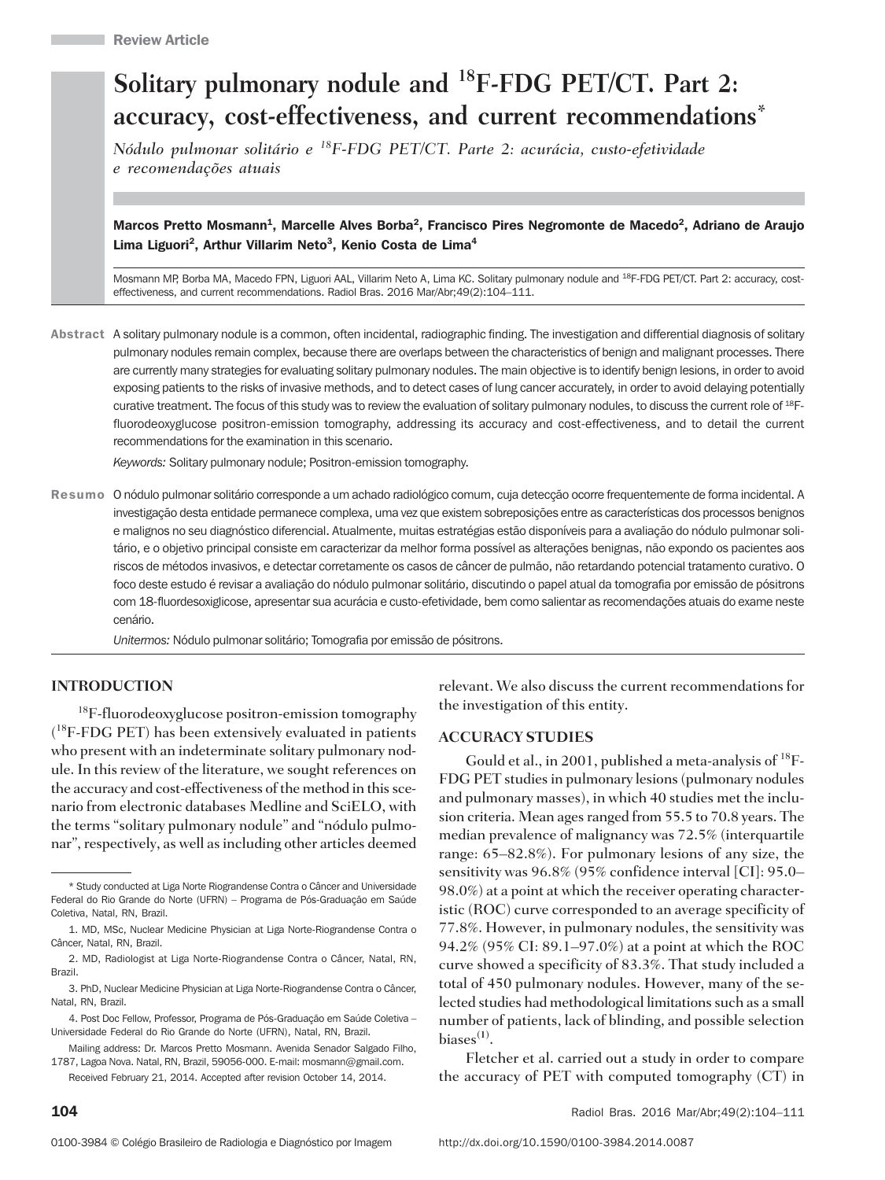Review Article

# Solitary pulmonary nodule and $^{18}$F-FDG PET/CT. Part 2: accuracy, cost-effectiveness, and current recommendations*

*Nódulo pulmonar solitário e $^{18}$F-FDG PET/CT. Parte 2: acurácia, custo-efetividade e recomendações atuais*

**Marcos Pretto Mosmann[1], Marcelle Alves Borba[2], Francisco Pires Negromonte de Macedo[2], Adriano de Araujo Lima Liguori[2], Arthur Villarim Neto[3], Kenio Costa de Lima[4]**

Mosmann MP, Borba MA, Macedo FPN, Liguori AAL, Villarim Neto A, Lima KC. Solitary pulmonary nodule and $^{18}$F-FDG PET/CT. Part 2: accuracy, cost-effectiveness, and current recommendations. Radiol Bras. 2016 Mar/Abr;49(2):104–111.

**Abstract** A solitary pulmonary nodule is a common, often incidental, radiographic finding. The investigation and differential diagnosis of solitary pulmonary nodules remain complex, because there are overlaps between the characteristics of benign and malignant processes. There are currently many strategies for evaluating solitary pulmonary nodules. The main objective is to identify benign lesions, in order to avoid exposing patients to the risks of invasive methods, and to detect cases of lung cancer accurately, in order to avoid delaying potentially curative treatment. The focus of this study was to review the evaluation of solitary pulmonary nodules, to discuss the current role of $^{18}$F-fluorodeoxyglucose positron-emission tomography, addressing its accuracy and cost-effectiveness, and to detail the current recommendations for the examination in this scenario.

*Keywords:* Solitary pulmonary nodule; Positron-emission tomography.

**Resumo** O nódulo pulmonar solitário corresponde a um achado radiológico comum, cuja detecção ocorre frequentemente de forma incidental. A investigação desta entidade permanece complexa, uma vez que existem sobreposições entre as características dos processos benignos e malignos no seu diagnóstico diferencial. Atualmente, muitas estratégias estão disponíveis para a avaliação do nódulo pulmonar solitário, e o objetivo principal consiste em caracterizar da melhor forma possível as alterações benignas, não expondo os pacientes aos riscos de métodos invasivos, e detectar corretamente os casos de câncer de pulmão, não retardando potencial tratamento curativo. O foco deste estudo é revisar a avaliação do nódulo pulmonar solitário, discutindo o papel atual da tomografia por emissão de pósitrons com 18-fluordesoxiglicose, apresentar sua acurácia e custo-efetividade, bem como salientar as recomendações atuais do exame neste cenário.

*Unitermos:* Nódulo pulmonar solitário; Tomografia por emissão de pósitrons.

## INTRODUCTION

$^{18}$F-fluorodeoxyglucose positron-emission tomography ($^{18}$F-FDG PET) has been extensively evaluated in patients who present with an indeterminate solitary pulmonary nodule. In this review of the literature, we sought references on the accuracy and cost-effectiveness of the method in this scenario from electronic databases Medline and SciELO, with the terms "solitary pulmonary nodule" and "nódulo pulmonar", respectively, as well as including other articles deemed relevant. We also discuss the current recommendations for the investigation of this entity.

## ACCURACY STUDIES

Gould et al., in 2001, published a meta-analysis of $^{18}$F-FDG PET studies in pulmonary lesions (pulmonary nodules and pulmonary masses), in which 40 studies met the inclusion criteria. Mean ages ranged from 55.5 to 70.8 years. The median prevalence of malignancy was 72.5% (interquartile range: 65–82.8%). For pulmonary lesions of any size, the sensitivity was 96.8% (95% confidence interval [CI]: 95.0–98.0%) at a point at which the receiver operating characteristic (ROC) curve corresponded to an average specificity of 77.8%. However, in pulmonary nodules, the sensitivity was 94.2% (95% CI: 89.1–97.0%) at a point at which the ROC curve showed a specificity of 83.3%. That study included a total of 450 pulmonary nodules. However, many of the selected studies had methodological limitations such as a small number of patients, lack of blinding, and possible selection biases[1].

Fletcher et al. carried out a study in order to compare the accuracy of PET with computed tomography (CT) in

---

\* Study conducted at Liga Norte Riograndense Contra o Câncer and Universidade Federal do Rio Grande do Norte (UFRN) – Programa de Pós-Graduação em Saúde Coletiva, Natal, RN, Brazil.

1. MD, MSc, Nuclear Medicine Physician at Liga Norte-Riograndense Contra o Câncer, Natal, RN, Brazil.

2. MD, Radiologist at Liga Norte-Riograndense Contra o Câncer, Natal, RN, Brazil.

3. PhD, Nuclear Medicine Physician at Liga Norte-Riograndense Contra o Câncer, Natal, RN, Brazil.

4. Post Doc Fellow, Professor, Programa de Pós-Graduação em Saúde Coletiva – Universidade Federal do Rio Grande do Norte (UFRN), Natal, RN, Brazil.

Mailing address: Dr. Marcos Pretto Mosmann. Avenida Senador Salgado Filho, 1787, Lagoa Nova. Natal, RN, Brazil, 59056-000. E-mail: mosmann@gmail.com.

Received February 21, 2014. Accepted after revision October 14, 2014.

0100-3984 © Colégio Brasileiro de Radiologia e Diagnóstico por Imagem http://dx.doi.org/10.1590/0100-3984.2014.0087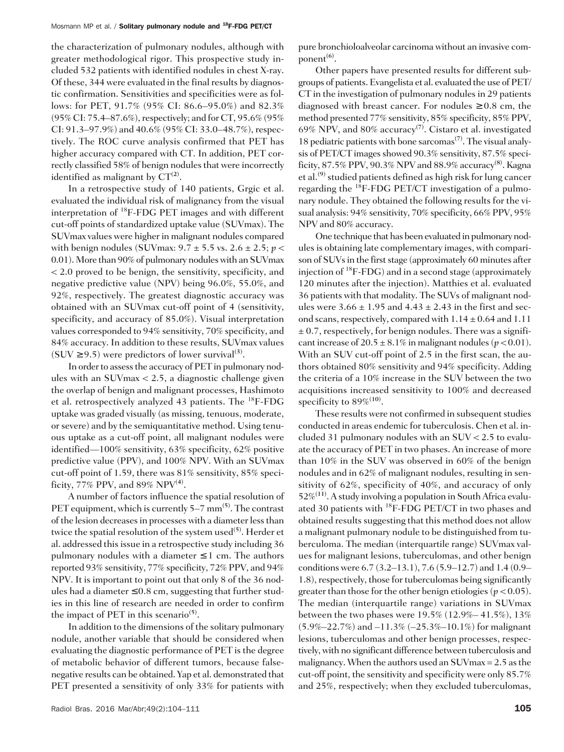the characterization of pulmonary nodules, although with greater methodological rigor. This prospective study included 532 patients with identified nodules in chest X-ray. Of these, 344 were evaluated in the final results by diagnostic confirmation. Sensitivities and specificities were as follows: for PET, 91.7% (95% CI: 86.6–95.0%) and 82.3% (95% CI: 75.4–87.6%), respectively; and for CT, 95.6% (95% CI: 91.3–97.9%) and 40.6% (95% CI: 33.0–48.7%), respectively. The ROC curve analysis confirmed that PET has higher accuracy compared with CT. In addition, PET correctly classified 58% of benign nodules that were incorrectly identified as malignant by CT[2].

In a retrospective study of 140 patients, Grgic et al. evaluated the individual risk of malignancy from the visual interpretation of $^{18}$F-FDG PET images and with different cut-off points of standardized uptake value (SUVmax). The SUVmax values were higher in malignant nodules compared with benign nodules (SUVmax: 9.7 ± 5.5 vs. 2.6 ± 2.5; $p < 0.01$). More than 90% of pulmonary nodules with an SUVmax < 2.0 proved to be benign, the sensitivity, specificity, and negative predictive value (NPV) being 96.0%, 55.0%, and 92%, respectively. The greatest diagnostic accuracy was obtained with an SUVmax cut-off point of 4 (sensitivity, specificity, and accuracy of 85.0%). Visual interpretation values corresponded to 94% sensitivity, 70% specificity, and 84% accuracy. In addition to these results, SUVmax values (SUV ≥ 9.5) were predictors of lower survival[3].

In order to assess the accuracy of PET in pulmonary nodules with an SUVmax < 2.5, a diagnostic challenge given the overlap of benign and malignant processes, Hashimoto et al. retrospectively analyzed 43 patients. The $^{18}$F-FDG uptake was graded visually (as missing, tenuous, moderate, or severe) and by the semiquantitative method. Using tenuous uptake as a cut-off point, all malignant nodules were identified—100% sensitivity, 63% specificity, 62% positive predictive value (PPV), and 100% NPV. With an SUVmax cut-off point of 1.59, there was 81% sensitivity, 85% specificity, 77% PPV, and 89% NPV[4].

A number of factors influence the spatial resolution of PET equipment, which is currently 5–7 mm[5]. The contrast of the lesion decreases in processes with a diameter less than twice the spatial resolution of the system used[5]. Herder et al. addressed this issue in a retrospective study including 36 pulmonary nodules with a diameter ≤ 1 cm. The authors reported 93% sensitivity, 77% specificity, 72% PPV, and 94% NPV. It is important to point out that only 8 of the 36 nodules had a diameter ≤ 0.8 cm, suggesting that further studies in this line of research are needed in order to confirm the impact of PET in this scenario[5].

In addition to the dimensions of the solitary pulmonary nodule, another variable that should be considered when evaluating the diagnostic performance of PET is the degree of metabolic behavior of different tumors, because false-negative results can be obtained. Yap et al. demonstrated that PET presented a sensitivity of only 33% for patients with pure bronchioloalveolar carcinoma without an invasive component[6].

Other papers have presented results for different subgroups of patients. Evangelista et al. evaluated the use of PET/CT in the investigation of pulmonary nodules in 29 patients diagnosed with breast cancer. For nodules ≥ 0.8 cm, the method presented 77% sensitivity, 85% specificity, 85% PPV, 69% NPV, and 80% accuracy[7]. Cistaro et al. investigated 18 pediatric patients with bone sarcomas[7]. The visual analysis of PET/CT images showed 90.3% sensitivity, 87.5% specificity, 87.5% PPV, 90.3% NPV and 88.9% accuracy[8]. Kagna et al.[9] studied patients defined as high risk for lung cancer regarding the $^{18}$F-FDG PET/CT investigation of a pulmonary nodule. They obtained the following results for the visual analysis: 94% sensitivity, 70% specificity, 66% PPV, 95% NPV and 80% accuracy.

One technique that has been evaluated in pulmonary nodules is obtaining late complementary images, with comparison of SUVs in the first stage (approximately 60 minutes after injection of $^{18}$F-FDG) and in a second stage (approximately 120 minutes after the injection). Matthies et al. evaluated 36 patients with that modality. The SUVs of malignant nodules were 3.66 ± 1.95 and 4.43 ± 2.43 in the first and second scans, respectively, compared with 1.14 ± 0.64 and 1.11 ± 0.7, respectively, for benign nodules. There was a significant increase of 20.5 ± 8.1% in malignant nodules ($p < 0.01$). With an SUV cut-off point of 2.5 in the first scan, the authors obtained 80% sensitivity and 94% specificity. Adding the criteria of a 10% increase in the SUV between the two acquisitions increased sensitivity to 100% and decreased specificity to 89%[10].

These results were not confirmed in subsequent studies conducted in areas endemic for tuberculosis. Chen et al. included 31 pulmonary nodules with an SUV < 2.5 to evaluate the accuracy of PET in two phases. An increase of more than 10% in the SUV was observed in 60% of the benign nodules and in 62% of malignant nodules, resulting in sensitivity of 62%, specificity of 40%, and accuracy of only 52%[11]. A study involving a population in South Africa evaluated 30 patients with $^{18}$F-FDG PET/CT in two phases and obtained results suggesting that this method does not allow a malignant pulmonary nodule to be distinguished from tuberculoma. The median (interquartile range) SUVmax values for malignant lesions, tuberculomas, and other benign conditions were 6.7 (3.2–13.1), 7.6 (5.9–12.7) and 1.4 (0.9–1.8), respectively, those for tuberculomas being significantly greater than those for the other benign etiologies ($p < 0.05$). The median (interquartile range) variations in SUVmax between the two phases were 19.5% (12.9%– 41.5%), 13% (5.9%–22.7%) and –11.3% (–25.3%–10.1%) for malignant lesions, tuberculomas and other benign processes, respectively, with no significant difference between tuberculosis and malignancy. When the authors used an SUVmax = 2.5 as the cut-off point, the sensitivity and specificity were only 85.7% and 25%, respectively; when they excluded tuberculomas,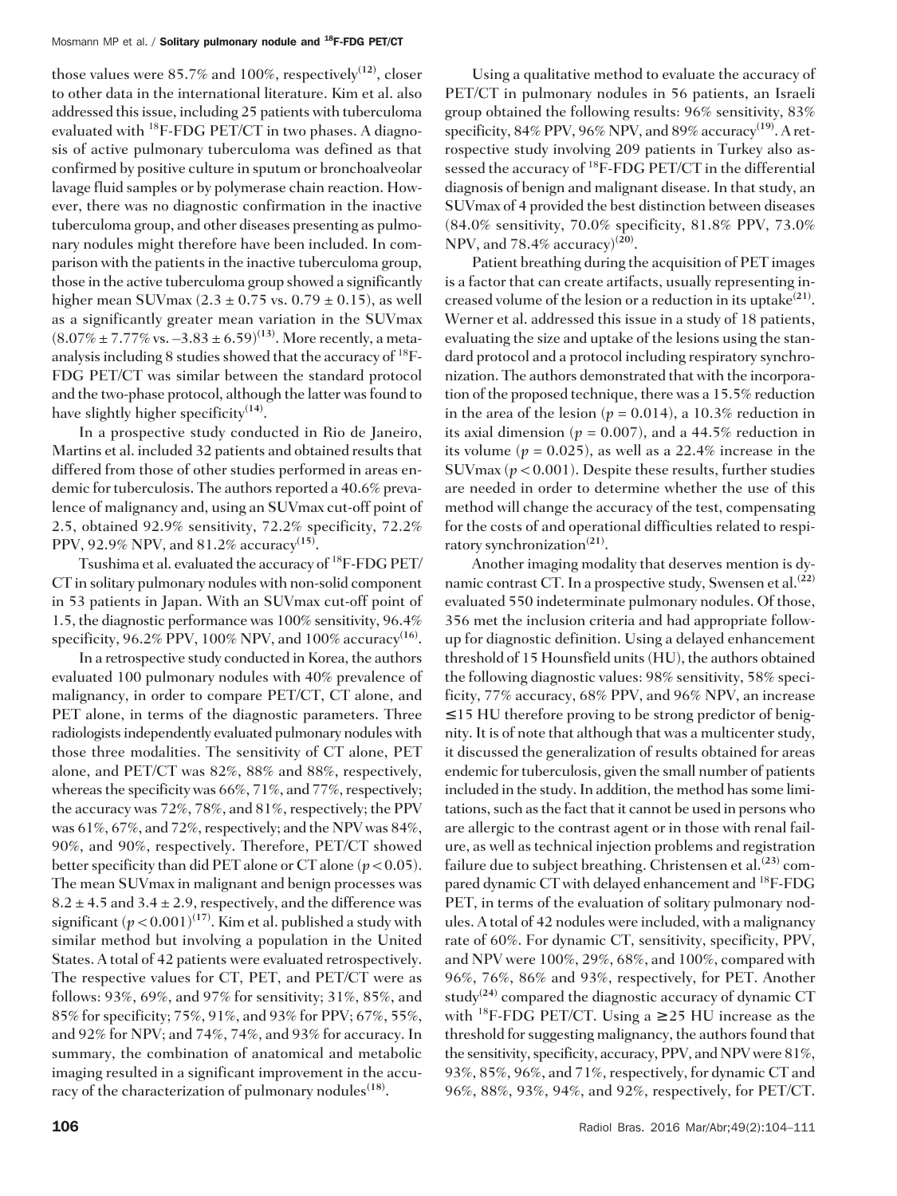those values were 85.7% and 100%, respectively[12], closer to other data in the international literature. Kim et al. also addressed this issue, including 25 patients with tuberculoma evaluated with $^{18}$F-FDG PET/CT in two phases. A diagnosis of active pulmonary tuberculoma was defined as that confirmed by positive culture in sputum or bronchoalveolar lavage fluid samples or by polymerase chain reaction. However, there was no diagnostic confirmation in the inactive tuberculoma group, and other diseases presenting as pulmonary nodules might therefore have been included. In comparison with the patients in the inactive tuberculoma group, those in the active tuberculoma group showed a significantly higher mean SUVmax (2.3 ± 0.75 vs. 0.79 ± 0.15), as well as a significantly greater mean variation in the SUVmax (8.07% ± 7.77% vs. –3.83 ± 6.59)[13]. More recently, a meta-analysis including 8 studies showed that the accuracy of $^{18}$F-FDG PET/CT was similar between the standard protocol and the two-phase protocol, although the latter was found to have slightly higher specificity[14].

In a prospective study conducted in Rio de Janeiro, Martins et al. included 32 patients and obtained results that differed from those of other studies performed in areas endemic for tuberculosis. The authors reported a 40.6% prevalence of malignancy and, using an SUVmax cut-off point of 2.5, obtained 92.9% sensitivity, 72.2% specificity, 72.2% PPV, 92.9% NPV, and 81.2% accuracy[15].

Tsushima et al. evaluated the accuracy of $^{18}$F-FDG PET/CT in solitary pulmonary nodules with non-solid component in 53 patients in Japan. With an SUVmax cut-off point of 1.5, the diagnostic performance was 100% sensitivity, 96.4% specificity, 96.2% PPV, 100% NPV, and 100% accuracy[16].

In a retrospective study conducted in Korea, the authors evaluated 100 pulmonary nodules with 40% prevalence of malignancy, in order to compare PET/CT, CT alone, and PET alone, in terms of the diagnostic parameters. Three radiologists independently evaluated pulmonary nodules with those three modalities. The sensitivity of CT alone, PET alone, and PET/CT was 82%, 88% and 88%, respectively, whereas the specificity was 66%, 71%, and 77%, respectively; the accuracy was 72%, 78%, and 81%, respectively; the PPV was 61%, 67%, and 72%, respectively; and the NPV was 84%, 90%, and 90%, respectively. Therefore, PET/CT showed better specificity than did PET alone or CT alone ($p < 0.05$). The mean SUVmax in malignant and benign processes was 8.2 ± 4.5 and 3.4 ± 2.9, respectively, and the difference was significant ($p < 0.001$)[17]. Kim et al. published a study with similar method but involving a population in the United States. A total of 42 patients were evaluated retrospectively. The respective values for CT, PET, and PET/CT were as follows: 93%, 69%, and 97% for sensitivity; 31%, 85%, and 85% for specificity; 75%, 91%, and 93% for PPV; 67%, 55%, and 92% for NPV; and 74%, 74%, and 93% for accuracy. In summary, the combination of anatomical and metabolic imaging resulted in a significant improvement in the accuracy of the characterization of pulmonary nodules[18].

Using a qualitative method to evaluate the accuracy of PET/CT in pulmonary nodules in 56 patients, an Israeli group obtained the following results: 96% sensitivity, 83% specificity, 84% PPV, 96% NPV, and 89% accuracy[19]. A retrospective study involving 209 patients in Turkey also assessed the accuracy of $^{18}$F-FDG PET/CT in the differential diagnosis of benign and malignant disease. In that study, an SUVmax of 4 provided the best distinction between diseases (84.0% sensitivity, 70.0% specificity, 81.8% PPV, 73.0% NPV, and 78.4% accuracy)[20].

Patient breathing during the acquisition of PET images is a factor that can create artifacts, usually representing increased volume of the lesion or a reduction in its uptake[21]. Werner et al. addressed this issue in a study of 18 patients, evaluating the size and uptake of the lesions using the standard protocol and a protocol including respiratory synchronization. The authors demonstrated that with the incorporation of the proposed technique, there was a 15.5% reduction in the area of the lesion ($p = 0.014$), a 10.3% reduction in its axial dimension ($p = 0.007$), and a 44.5% reduction in its volume ($p = 0.025$), as well as a 22.4% increase in the SUVmax ($p < 0.001$). Despite these results, further studies are needed in order to determine whether the use of this method will change the accuracy of the test, compensating for the costs of and operational difficulties related to respiratory synchronization[21].

Another imaging modality that deserves mention is dynamic contrast CT. In a prospective study, Swensen et al.[22] evaluated 550 indeterminate pulmonary nodules. Of those, 356 met the inclusion criteria and had appropriate follow-up for diagnostic definition. Using a delayed enhancement threshold of 15 Hounsfield units (HU), the authors obtained the following diagnostic values: 98% sensitivity, 58% specificity, 77% accuracy, 68% PPV, and 96% NPV, an increase ≤15 HU therefore proving to be strong predictor of benignity. It is of note that although that was a multicenter study, it discussed the generalization of results obtained for areas endemic for tuberculosis, given the small number of patients included in the study. In addition, the method has some limitations, such as the fact that it cannot be used in persons who are allergic to the contrast agent or in those with renal failure, as well as technical injection problems and registration failure due to subject breathing. Christensen et al.[23] compared dynamic CT with delayed enhancement and $^{18}$F-FDG PET, in terms of the evaluation of solitary pulmonary nodules. A total of 42 nodules were included, with a malignancy rate of 60%. For dynamic CT, sensitivity, specificity, PPV, and NPV were 100%, 29%, 68%, and 100%, compared with 96%, 76%, 86% and 93%, respectively, for PET. Another study[24] compared the diagnostic accuracy of dynamic CT with $^{18}$F-FDG PET/CT. Using a ≥25 HU increase as the threshold for suggesting malignancy, the authors found that the sensitivity, specificity, accuracy, PPV, and NPV were 81%, 93%, 85%, 96%, and 71%, respectively, for dynamic CT and 96%, 88%, 93%, 94%, and 92%, respectively, for PET/CT.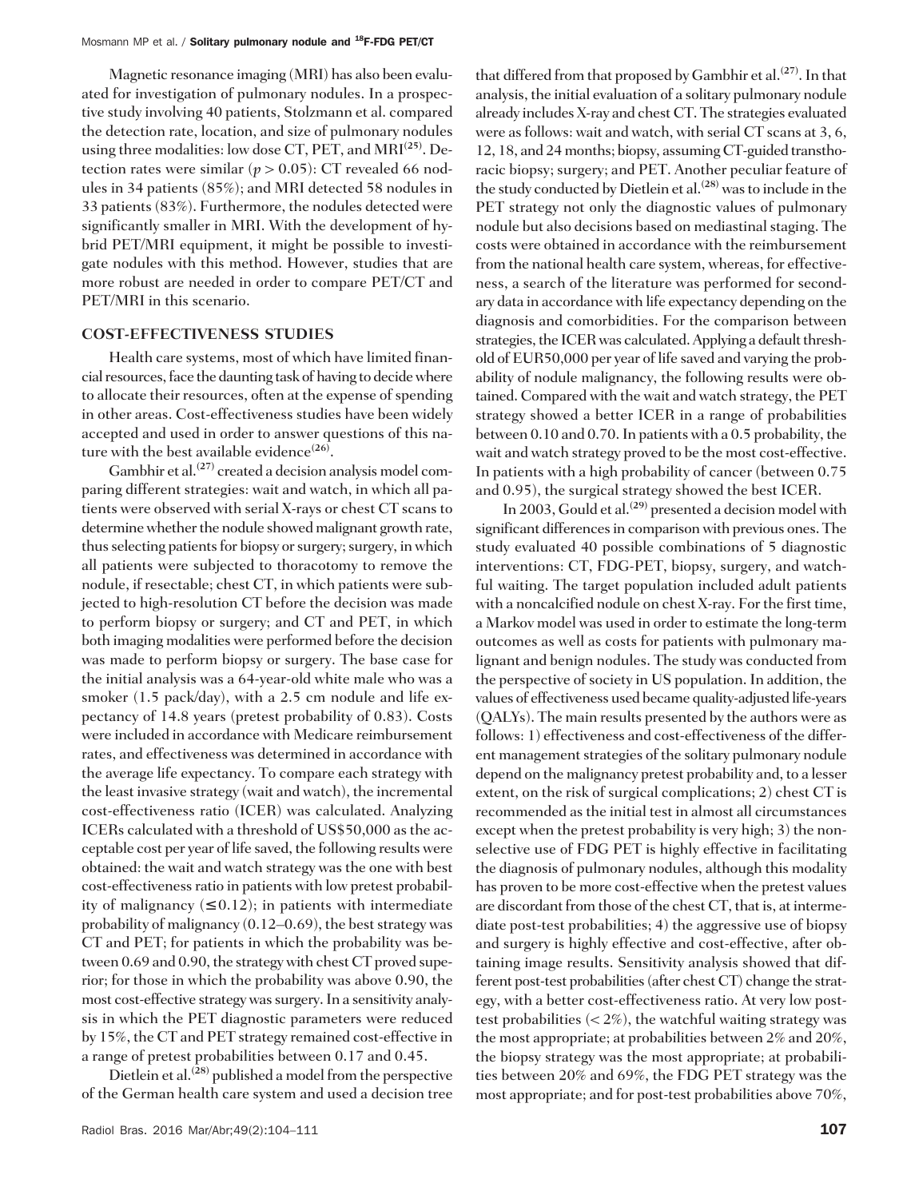Magnetic resonance imaging (MRI) has also been evaluated for investigation of pulmonary nodules. In a prospective study involving 40 patients, Stolzmann et al. compared the detection rate, location, and size of pulmonary nodules using three modalities: low dose CT, PET, and MRI[25]. Detection rates were similar ($p > 0.05$): CT revealed 66 nodules in 34 patients (85%); and MRI detected 58 nodules in 33 patients (83%). Furthermore, the nodules detected were significantly smaller in MRI. With the development of hybrid PET/MRI equipment, it might be possible to investigate nodules with this method. However, studies that are more robust are needed in order to compare PET/CT and PET/MRI in this scenario.

## COST-EFFECTIVENESS STUDIES

Health care systems, most of which have limited financial resources, face the daunting task of having to decide where to allocate their resources, often at the expense of spending in other areas. Cost-effectiveness studies have been widely accepted and used in order to answer questions of this nature with the best available evidence[26].

Gambhir et al.[27] created a decision analysis model comparing different strategies: wait and watch, in which all patients were observed with serial X-rays or chest CT scans to determine whether the nodule showed malignant growth rate, thus selecting patients for biopsy or surgery; surgery, in which all patients were subjected to thoracotomy to remove the nodule, if resectable; chest CT, in which patients were subjected to high-resolution CT before the decision was made to perform biopsy or surgery; and CT and PET, in which both imaging modalities were performed before the decision was made to perform biopsy or surgery. The base case for the initial analysis was a 64-year-old white male who was a smoker (1.5 pack/day), with a 2.5 cm nodule and life expectancy of 14.8 years (pretest probability of 0.83). Costs were included in accordance with Medicare reimbursement rates, and effectiveness was determined in accordance with the average life expectancy. To compare each strategy with the least invasive strategy (wait and watch), the incremental cost-effectiveness ratio (ICER) was calculated. Analyzing ICERs calculated with a threshold of US$50,000 as the acceptable cost per year of life saved, the following results were obtained: the wait and watch strategy was the one with best cost-effectiveness ratio in patients with low pretest probability of malignancy ($\leq 0.12$); in patients with intermediate probability of malignancy (0.12–0.69), the best strategy was CT and PET; for patients in which the probability was between 0.69 and 0.90, the strategy with chest CT proved superior; for those in which the probability was above 0.90, the most cost-effective strategy was surgery. In a sensitivity analysis in which the PET diagnostic parameters were reduced by 15%, the CT and PET strategy remained cost-effective in a range of pretest probabilities between 0.17 and 0.45.

Dietlein et al.[28] published a model from the perspective of the German health care system and used a decision tree that differed from that proposed by Gambhir et al.[27]. In that analysis, the initial evaluation of a solitary pulmonary nodule already includes X-ray and chest CT. The strategies evaluated were as follows: wait and watch, with serial CT scans at 3, 6, 12, 18, and 24 months; biopsy, assuming CT-guided transthoracic biopsy; surgery; and PET. Another peculiar feature of the study conducted by Dietlein et al.[28] was to include in the PET strategy not only the diagnostic values of pulmonary nodule but also decisions based on mediastinal staging. The costs were obtained in accordance with the reimbursement from the national health care system, whereas, for effectiveness, a search of the literature was performed for secondary data in accordance with life expectancy depending on the diagnosis and comorbidities. For the comparison between strategies, the ICER was calculated. Applying a default threshold of EUR50,000 per year of life saved and varying the probability of nodule malignancy, the following results were obtained. Compared with the wait and watch strategy, the PET strategy showed a better ICER in a range of probabilities between 0.10 and 0.70. In patients with a 0.5 probability, the wait and watch strategy proved to be the most cost-effective. In patients with a high probability of cancer (between 0.75 and 0.95), the surgical strategy showed the best ICER.

In 2003, Gould et al.[29] presented a decision model with significant differences in comparison with previous ones. The study evaluated 40 possible combinations of 5 diagnostic interventions: CT, FDG-PET, biopsy, surgery, and watchful waiting. The target population included adult patients with a noncalcified nodule on chest X-ray. For the first time, a Markov model was used in order to estimate the long-term outcomes as well as costs for patients with pulmonary malignant and benign nodules. The study was conducted from the perspective of society in US population. In addition, the values of effectiveness used became quality-adjusted life-years (QALYs). The main results presented by the authors were as follows: 1) effectiveness and cost-effectiveness of the different management strategies of the solitary pulmonary nodule depend on the malignancy pretest probability and, to a lesser extent, on the risk of surgical complications; 2) chest CT is recommended as the initial test in almost all circumstances except when the pretest probability is very high; 3) the nonselective use of FDG PET is highly effective in facilitating the diagnosis of pulmonary nodules, although this modality has proven to be more cost-effective when the pretest values are discordant from those of the chest CT, that is, at intermediate post-test probabilities; 4) the aggressive use of biopsy and surgery is highly effective and cost-effective, after obtaining image results. Sensitivity analysis showed that different post-test probabilities (after chest CT) change the strategy, with a better cost-effectiveness ratio. At very low post-test probabilities (< 2%), the watchful waiting strategy was the most appropriate; at probabilities between 2% and 20%, the biopsy strategy was the most appropriate; at probabilities between 20% and 69%, the FDG PET strategy was the most appropriate; and for post-test probabilities above 70%,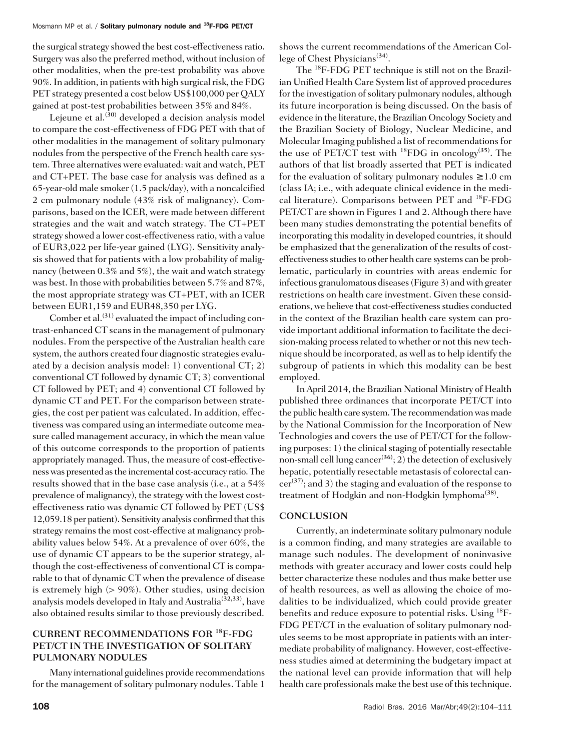the surgical strategy showed the best cost-effectiveness ratio. Surgery was also the preferred method, without inclusion of other modalities, when the pre-test probability was above 90%. In addition, in patients with high surgical risk, the FDG PET strategy presented a cost below US$100,000 per QALY gained at post-test probabilities between 35% and 84%.

Lejeune et al.[30] developed a decision analysis model to compare the cost-effectiveness of FDG PET with that of other modalities in the management of solitary pulmonary nodules from the perspective of the French health care system. Three alternatives were evaluated: wait and watch, PET and CT+PET. The base case for analysis was defined as a 65-year-old male smoker (1.5 pack/day), with a noncalcified 2 cm pulmonary nodule (43% risk of malignancy). Comparisons, based on the ICER, were made between different strategies and the wait and watch strategy. The CT+PET strategy showed a lower cost-effectiveness ratio, with a value of EUR3,022 per life-year gained (LYG). Sensitivity analysis showed that for patients with a low probability of malignancy (between 0.3% and 5%), the wait and watch strategy was best. In those with probabilities between 5.7% and 87%, the most appropriate strategy was CT+PET, with an ICER between EUR1,159 and EUR48,350 per LYG.

Comber et al.[31] evaluated the impact of including contrast-enhanced CT scans in the management of pulmonary nodules. From the perspective of the Australian health care system, the authors created four diagnostic strategies evaluated by a decision analysis model: 1) conventional CT; 2) conventional CT followed by dynamic CT; 3) conventional CT followed by PET; and 4) conventional CT followed by dynamic CT and PET. For the comparison between strategies, the cost per patient was calculated. In addition, effectiveness was compared using an intermediate outcome measure called management accuracy, in which the mean value of this outcome corresponds to the proportion of patients appropriately managed. Thus, the measure of cost-effectiveness was presented as the incremental cost-accuracy ratio. The results showed that in the base case analysis (i.e., at a 54% prevalence of malignancy), the strategy with the lowest cost-effectiveness ratio was dynamic CT followed by PET (US$ 12,059.18 per patient). Sensitivity analysis confirmed that this strategy remains the most cost-effective at malignancy probability values below 54%. At a prevalence of over 60%, the use of dynamic CT appears to be the superior strategy, although the cost-effectiveness of conventional CT is comparable to that of dynamic CT when the prevalence of disease is extremely high (> 90%). Other studies, using decision analysis models developed in Italy and Australia[32,33], have also obtained results similar to those previously described.

## CURRENT RECOMMENDATIONS FOR $^{18}$F-FDG PET/CT IN THE INVESTIGATION OF SOLITARY PULMONARY NODULES

Many international guidelines provide recommendations for the management of solitary pulmonary nodules. Table 1 shows the current recommendations of the American College of Chest Physicians[34].

The $^{18}$F-FDG PET technique is still not on the Brazilian Unified Health Care System list of approved procedures for the investigation of solitary pulmonary nodules, although its future incorporation is being discussed. On the basis of evidence in the literature, the Brazilian Oncology Society and the Brazilian Society of Biology, Nuclear Medicine, and Molecular Imaging published a list of recommendations for the use of PET/CT test with $^{18}$FDG in oncology[35]. The authors of that list broadly asserted that PET is indicated for the evaluation of solitary pulmonary nodules ≥ 1.0 cm (class IA; i.e., with adequate clinical evidence in the medical literature). Comparisons between PET and $^{18}$F-FDG PET/CT are shown in Figures 1 and 2. Although there have been many studies demonstrating the potential benefits of incorporating this modality in developed countries, it should be emphasized that the generalization of the results of cost-effectiveness studies to other health care systems can be problematic, particularly in countries with areas endemic for infectious granulomatous diseases (Figure 3) and with greater restrictions on health care investment. Given these considerations, we believe that cost-effectiveness studies conducted in the context of the Brazilian health care system can provide important additional information to facilitate the decision-making process related to whether or not this new technique should be incorporated, as well as to help identify the subgroup of patients in which this modality can be best employed.

In April 2014, the Brazilian National Ministry of Health published three ordinances that incorporate PET/CT into the public health care system. The recommendation was made by the National Commission for the Incorporation of New Technologies and covers the use of PET/CT for the following purposes: 1) the clinical staging of potentially resectable non-small cell lung cancer[36]; 2) the detection of exclusively hepatic, potentially resectable metastasis of colorectal cancer[37]; and 3) the staging and evaluation of the response to treatment of Hodgkin and non-Hodgkin lymphoma[38].

## CONCLUSION

Currently, an indeterminate solitary pulmonary nodule is a common finding, and many strategies are available to manage such nodules. The development of noninvasive methods with greater accuracy and lower costs could help better characterize these nodules and thus make better use of health resources, as well as allowing the choice of modalities to be individualized, which could provide greater benefits and reduce exposure to potential risks. Using $^{18}$F-FDG PET/CT in the evaluation of solitary pulmonary nodules seems to be most appropriate in patients with an intermediate probability of malignancy. However, cost-effectiveness studies aimed at determining the budgetary impact at the national level can provide information that will help health care professionals make the best use of this technique.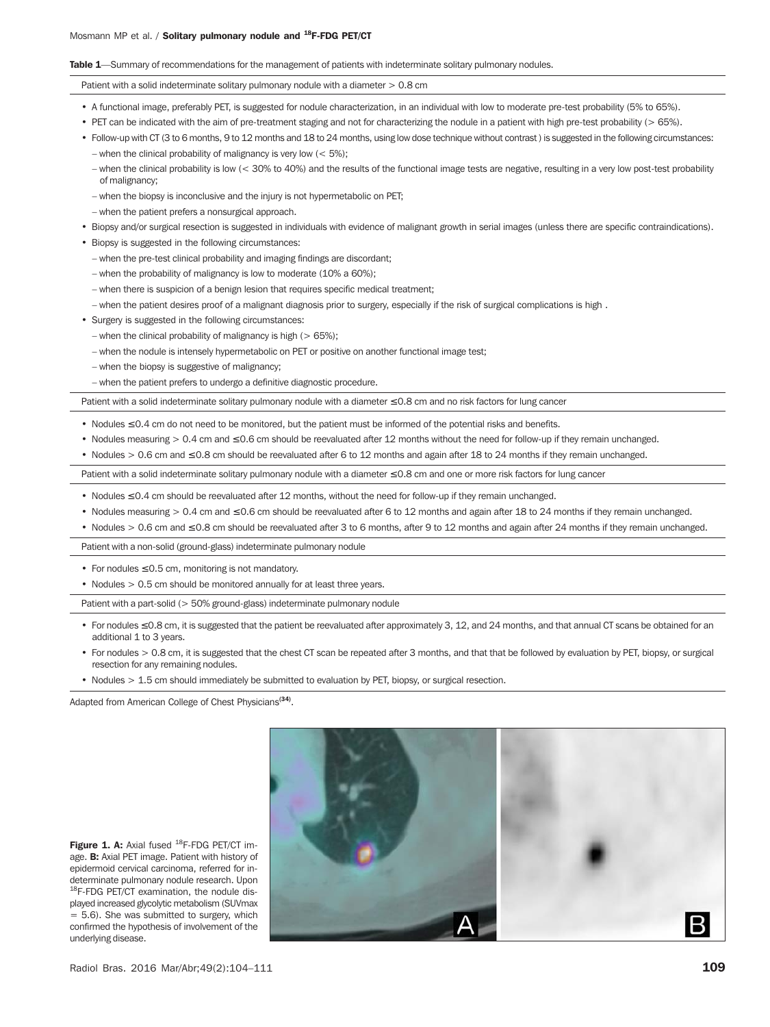**Table 1**—Summary of recommendations for the management of patients with indeterminate solitary pulmonary nodules.

Patient with a solid indeterminate solitary pulmonary nodule with a diameter > 0.8 cm

- A functional image, preferably PET, is suggested for nodule characterization, in an individual with low to moderate pre-test probability (5% to 65%).
- PET can be indicated with the aim of pre-treatment staging and not for characterizing the nodule in a patient with high pre-test probability (> 65%).
- Follow-up with CT (3 to 6 months, 9 to 12 months and 18 to 24 months, using low dose technique without contrast ) is suggested in the following circumstances:
  - when the clinical probability of malignancy is very low (< 5%);
  - when the clinical probability is low (< 30% to 40%) and the results of the functional image tests are negative, resulting in a very low post-test probability of malignancy;
  - when the biopsy is inconclusive and the injury is not hypermetabolic on PET;
  - when the patient prefers a nonsurgical approach.
- Biopsy and/or surgical resection is suggested in individuals with evidence of malignant growth in serial images (unless there are specific contraindications).
- Biopsy is suggested in the following circumstances:
  - when the pre-test clinical probability and imaging findings are discordant;
  - when the probability of malignancy is low to moderate (10% a 60%);
  - when there is suspicion of a benign lesion that requires specific medical treatment;
  - when the patient desires proof of a malignant diagnosis prior to surgery, especially if the risk of surgical complications is high .
- Surgery is suggested in the following circumstances:
  - when the clinical probability of malignancy is high (> 65%);
  - when the nodule is intensely hypermetabolic on PET or positive on another functional image test;
  - when the biopsy is suggestive of malignancy;
  - when the patient prefers to undergo a definitive diagnostic procedure.

Patient with a solid indeterminate solitary pulmonary nodule with a diameter ≤ 0.8 cm and no risk factors for lung cancer

- Nodules ≤ 0.4 cm do not need to be monitored, but the patient must be informed of the potential risks and benefits.
- Nodules measuring > 0.4 cm and ≤ 0.6 cm should be reevaluated after 12 months without the need for follow-up if they remain unchanged.
- Nodules > 0.6 cm and ≤ 0.8 cm should be reevaluated after 6 to 12 months and again after 18 to 24 months if they remain unchanged.

Patient with a solid indeterminate solitary pulmonary nodule with a diameter ≤ 0.8 cm and one or more risk factors for lung cancer

- Nodules ≤ 0.4 cm should be reevaluated after 12 months, without the need for follow-up if they remain unchanged.
- Nodules measuring > 0.4 cm and ≤ 0.6 cm should be reevaluated after 6 to 12 months and again after 18 to 24 months if they remain unchanged.
- Nodules > 0.6 cm and ≤ 0.8 cm should be reevaluated after 3 to 6 months, after 9 to 12 months and again after 24 months if they remain unchanged.

Patient with a non-solid (ground-glass) indeterminate pulmonary nodule

- For nodules ≤ 0.5 cm, monitoring is not mandatory.
- Nodules > 0.5 cm should be monitored annually for at least three years.

Patient with a part-solid (> 50% ground-glass) indeterminate pulmonary nodule

- For nodules ≤ 0.8 cm, it is suggested that the patient be reevaluated after approximately 3, 12, and 24 months, and that annual CT scans be obtained for an additional 1 to 3 years.
- For nodules > 0.8 cm, it is suggested that the chest CT scan be repeated after 3 months, and that that be followed by evaluation by PET, biopsy, or surgical resection for any remaining nodules.
- Nodules > 1.5 cm should immediately be submitted to evaluation by PET, biopsy, or surgical resection.

Adapted from American College of Chest Physicians[34].

**Figure 1. A:** Axial fused $^{18}$F-FDG PET/CT image. **B:** Axial PET image. Patient with history of epidermoid cervical carcinoma, referred for indeterminate pulmonary nodule research. Upon $^{18}$F-FDG PET/CT examination, the nodule displayed increased glycolytic metabolism (SUVmax = 5.6). She was submitted to surgery, which confirmed the hypothesis of involvement of the underlying disease.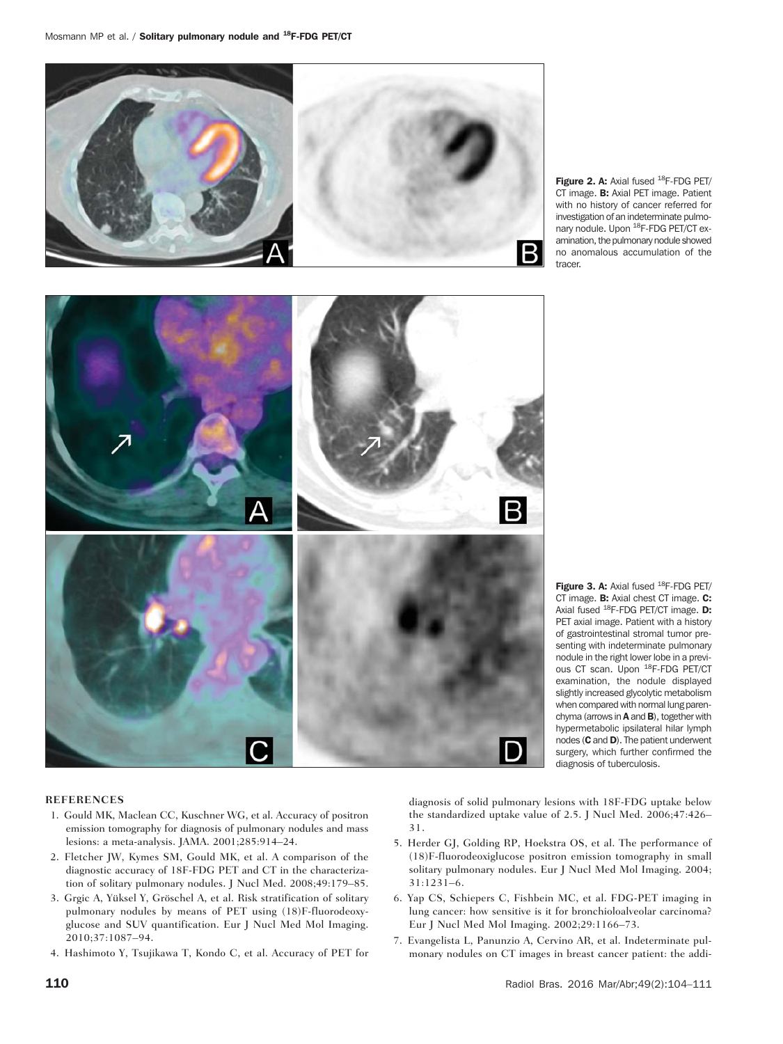**Figure 2. A:** Axial fused $^{18}$F-FDG PET/CT image. **B:** Axial PET image. Patient with no history of cancer referred for investigation of an indeterminate pulmonary nodule. Upon $^{18}$F-FDG PET/CT examination, the pulmonary nodule showed no anomalous accumulation of the tracer.

**Figure 3. A:** Axial fused $^{18}$F-FDG PET/CT image. **B:** Axial chest CT image. **C:** Axial fused $^{18}$F-FDG PET/CT image. **D:** PET axial image. Patient with a history of gastrointestinal stromal tumor presenting with indeterminate pulmonary nodule in the right lower lobe in a previous CT scan. Upon $^{18}$F-FDG PET/CT examination, the nodule displayed slightly increased glycolytic metabolism when compared with normal lung parenchyma (arrows in **A** and **B**), together with hypermetabolic ipsilateral hilar lymph nodes (**C** and **D**). The patient underwent surgery, which further confirmed the diagnosis of tuberculosis.

## REFERENCES

1. Gould MK, Maclean CC, Kuschner WG, et al. Accuracy of positron emission tomography for diagnosis of pulmonary nodules and mass lesions: a meta-analysis. JAMA. 2001;285:914–24.
2. Fletcher JW, Kymes SM, Gould MK, et al. A comparison of the diagnostic accuracy of 18F-FDG PET and CT in the characterization of solitary pulmonary nodules. J Nucl Med. 2008;49:179–85.
3. Grgic A, Yüksel Y, Gröschel A, et al. Risk stratification of solitary pulmonary nodules by means of PET using (18)F-fluorodeoxyglucose and SUV quantification. Eur J Nucl Med Mol Imaging. 2010;37:1087–94.
4. Hashimoto Y, Tsujikawa T, Kondo C, et al. Accuracy of PET for diagnosis of solid pulmonary lesions with 18F-FDG uptake below the standardized uptake value of 2.5. J Nucl Med. 2006;47:426–31.
5. Herder GJ, Golding RP, Hoekstra OS, et al. The performance of (18)F-fluorodeoxiglucose positron emission tomography in small solitary pulmonary nodules. Eur J Nucl Med Mol Imaging. 2004;31:1231–6.
6. Yap CS, Schiepers C, Fishbein MC, et al. FDG-PET imaging in lung cancer: how sensitive is it for bronchioloalveolar carcinoma? Eur J Nucl Med Mol Imaging. 2002;29:1166–73.
7. Evangelista L, Panunzio A, Cervino AR, et al. Indeterminate pulmonary nodules on CT images in breast cancer patient: the addi-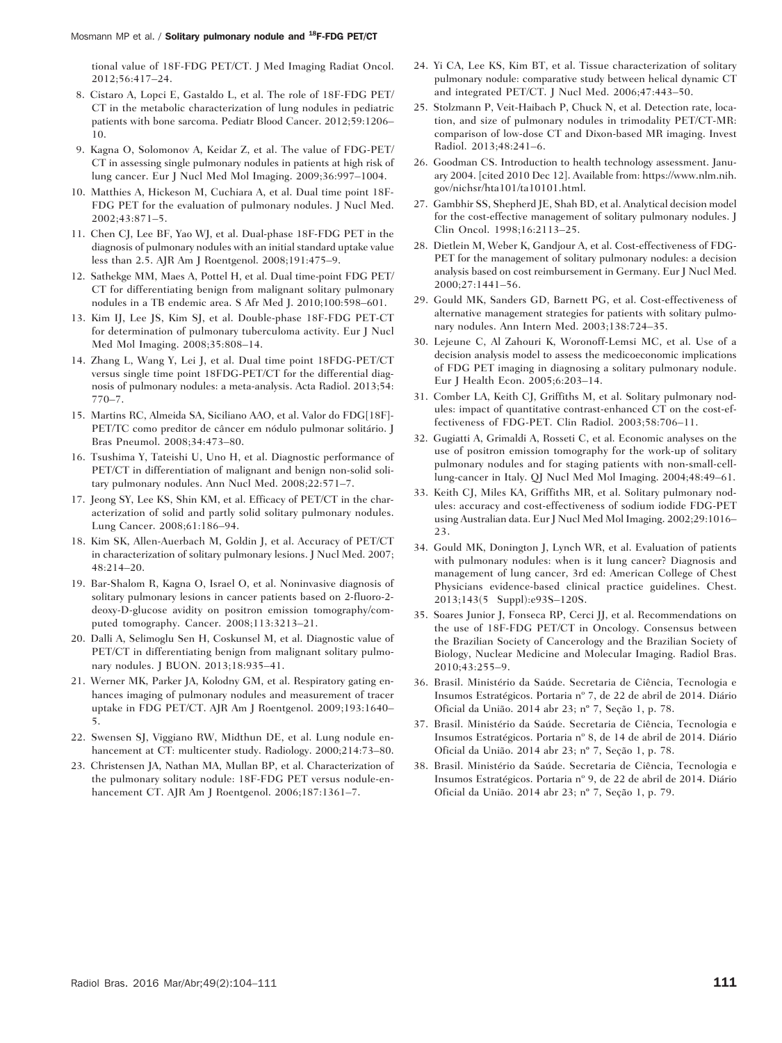tional value of 18F-FDG PET/CT. J Med Imaging Radiat Oncol. 2012;56:417–24.

8. Cistaro A, Lopci E, Gastaldo L, et al. The role of 18F-FDG PET/CT in the metabolic characterization of lung nodules in pediatric patients with bone sarcoma. Pediatr Blood Cancer. 2012;59:1206–10.
9. Kagna O, Solomonov A, Keidar Z, et al. The value of FDG-PET/CT in assessing single pulmonary nodules in patients at high risk of lung cancer. Eur J Nucl Med Mol Imaging. 2009;36:997–1004.
10. Matthies A, Hickeson M, Cuchiara A, et al. Dual time point 18F-FDG PET for the evaluation of pulmonary nodules. J Nucl Med. 2002;43:871–5.
11. Chen CJ, Lee BF, Yao WJ, et al. Dual-phase 18F-FDG PET in the diagnosis of pulmonary nodules with an initial standard uptake value less than 2.5. AJR Am J Roentgenol. 2008;191:475–9.
12. Sathekge MM, Maes A, Pottel H, et al. Dual time-point FDG PET/CT for differentiating benign from malignant solitary pulmonary nodules in a TB endemic area. S Afr Med J. 2010;100:598–601.
13. Kim IJ, Lee JS, Kim SJ, et al. Double-phase 18F-FDG PET-CT for determination of pulmonary tuberculoma activity. Eur J Nucl Med Mol Imaging. 2008;35:808–14.
14. Zhang L, Wang Y, Lei J, et al. Dual time point 18FDG-PET/CT versus single time point 18FDG-PET/CT for the differential diagnosis of pulmonary nodules: a meta-analysis. Acta Radiol. 2013;54:770–7.
15. Martins RC, Almeida SA, Siciliano AAO, et al. Valor do FDG[18F]-PET/TC como preditor de câncer em nódulo pulmonar solitário. J Bras Pneumol. 2008;34:473–80.
16. Tsushima Y, Tateishi U, Uno H, et al. Diagnostic performance of PET/CT in differentiation of malignant and benign non-solid solitary pulmonary nodules. Ann Nucl Med. 2008;22:571–7.
17. Jeong SY, Lee KS, Shin KM, et al. Efficacy of PET/CT in the characterization of solid and partly solid solitary pulmonary nodules. Lung Cancer. 2008;61:186–94.
18. Kim SK, Allen-Auerbach M, Goldin J, et al. Accuracy of PET/CT in characterization of solitary pulmonary lesions. J Nucl Med. 2007;48:214–20.
19. Bar-Shalom R, Kagna O, Israel O, et al. Noninvasive diagnosis of solitary pulmonary lesions in cancer patients based on 2-fluoro-2-deoxy-D-glucose avidity on positron emission tomography/computed tomography. Cancer. 2008;113:3213–21.
20. Dalli A, Selimoglu Sen H, Coskunsel M, et al. Diagnostic value of PET/CT in differentiating benign from malignant solitary pulmonary nodules. J BUON. 2013;18:935–41.
21. Werner MK, Parker JA, Kolodny GM, et al. Respiratory gating enhances imaging of pulmonary nodules and measurement of tracer uptake in FDG PET/CT. AJR Am J Roentgenol. 2009;193:1640–5.
22. Swensen SJ, Viggiano RW, Midthun DE, et al. Lung nodule enhancement at CT: multicenter study. Radiology. 2000;214:73–80.
23. Christensen JA, Nathan MA, Mullan BP, et al. Characterization of the pulmonary solitary nodule: 18F-FDG PET versus nodule-enhancement CT. AJR Am J Roentgenol. 2006;187:1361–7.
24. Yi CA, Lee KS, Kim BT, et al. Tissue characterization of solitary pulmonary nodule: comparative study between helical dynamic CT and integrated PET/CT. J Nucl Med. 2006;47:443–50.
25. Stolzmann P, Veit-Haibach P, Chuck N, et al. Detection rate, location, and size of pulmonary nodules in trimodality PET/CT-MR: comparison of low-dose CT and Dixon-based MR imaging. Invest Radiol. 2013;48:241–6.
26. Goodman CS. Introduction to health technology assessment. January 2004. [cited 2010 Dec 12]. Available from: https://www.nlm.nih.gov/nichsr/hta101/ta10101.html.
27. Gambhir SS, Shepherd JE, Shah BD, et al. Analytical decision model for the cost-effective management of solitary pulmonary nodules. J Clin Oncol. 1998;16:2113–25.
28. Dietlein M, Weber K, Gandjour A, et al. Cost-effectiveness of FDG-PET for the management of solitary pulmonary nodules: a decision analysis based on cost reimbursement in Germany. Eur J Nucl Med. 2000;27:1441–56.
29. Gould MK, Sanders GD, Barnett PG, et al. Cost-effectiveness of alternative management strategies for patients with solitary pulmonary nodules. Ann Intern Med. 2003;138:724–35.
30. Lejeune C, Al Zahouri K, Woronoff-Lemsi MC, et al. Use of a decision analysis model to assess the medicoeconomic implications of FDG PET imaging in diagnosing a solitary pulmonary nodule. Eur J Health Econ. 2005;6:203–14.
31. Comber LA, Keith CJ, Griffiths M, et al. Solitary pulmonary nodules: impact of quantitative contrast-enhanced CT on the cost-effectiveness of FDG-PET. Clin Radiol. 2003;58:706–11.
32. Gugiatti A, Grimaldi A, Rosseti C, et al. Economic analyses on the use of positron emission tomography for the work-up of solitary pulmonary nodules and for staging patients with non-small-cell-lung-cancer in Italy. QJ Nucl Med Mol Imaging. 2004;48:49–61.
33. Keith CJ, Miles KA, Griffiths MR, et al. Solitary pulmonary nodules: accuracy and cost-effectiveness of sodium iodide FDG-PET using Australian data. Eur J Nucl Med Mol Imaging. 2002;29:1016–23.
34. Gould MK, Donington J, Lynch WR, et al. Evaluation of patients with pulmonary nodules: when is it lung cancer? Diagnosis and management of lung cancer, 3rd ed: American College of Chest Physicians evidence-based clinical practice guidelines. Chest. 2013;143(5 Suppl):e93S–120S.
35. Soares Junior J, Fonseca RP, Cerci JJ, et al. Recommendations on the use of 18F-FDG PET/CT in Oncology. Consensus between the Brazilian Society of Cancerology and the Brazilian Society of Biology, Nuclear Medicine and Molecular Imaging. Radiol Bras. 2010;43:255–9.
36. Brasil. Ministério da Saúde. Secretaria de Ciência, Tecnologia e Insumos Estratégicos. Portaria nº 7, de 22 de abril de 2014. Diário Oficial da União. 2014 abr 23; nº 7, Seção 1, p. 78.
37. Brasil. Ministério da Saúde. Secretaria de Ciência, Tecnologia e Insumos Estratégicos. Portaria nº 8, de 14 de abril de 2014. Diário Oficial da União. 2014 abr 23; nº 7, Seção 1, p. 78.
38. Brasil. Ministério da Saúde. Secretaria de Ciência, Tecnologia e Insumos Estratégicos. Portaria nº 9, de 22 de abril de 2014. Diário Oficial da União. 2014 abr 23; nº 7, Seção 1, p. 79.